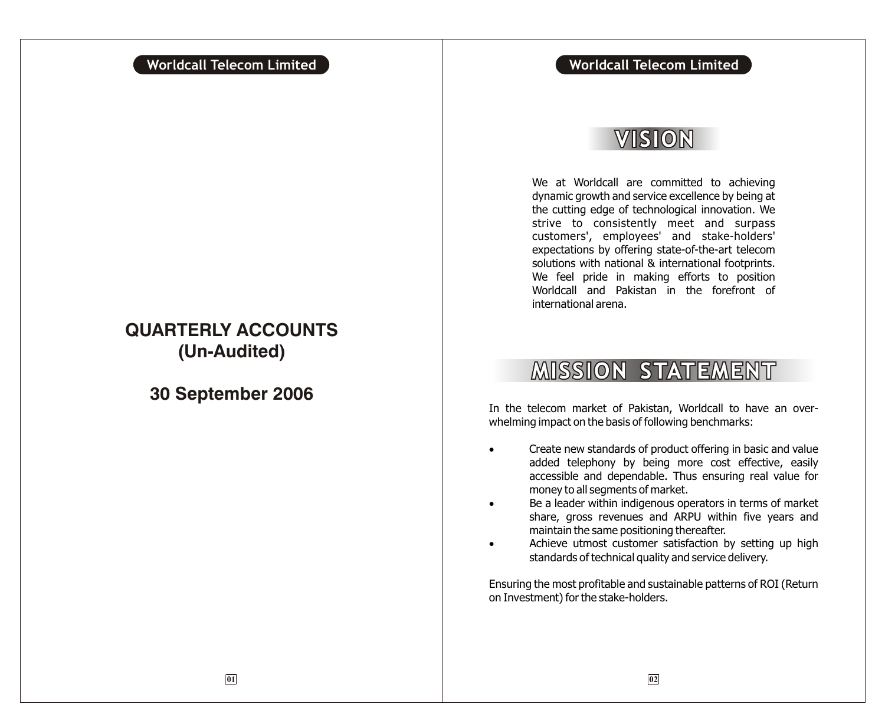# QUARTERLY ACCOUNTS (Un-Audited)

## 30 September 2006

# VISION

We at Worldcall are committed to achieving dynamic growth and service excellence by being at the cutting edge of technological innovation. We strive to consistently meet and surpass customers', employees' and stake-holders' expectations by offering state-of-the-art telecom solutions with national & international footprints. We feel pride in making efforts to position Worldcall and Pakistan in the forefront of international arena.

# MISSION STATEMENT

In the telecom market of Pakistan, Worldcall to have an over-whelming impact on the basis of following benchmarks:

- Create new standards of product offering in basic and value added telephony by being more cost effective, easily accessible and dependable. Thus ensuring real value for money to all segments of market.
- Be a leader within indigenous operators in terms of market share, gross revenues and ARPU within five years and maintain the same positioning thereafter.
- Achieve utmost customer satisfaction by setting up high standards of technical quality and service delivery.

Ensuring the most profitable and sustainable patterns of ROI (Return on Investment) for the stake-holders.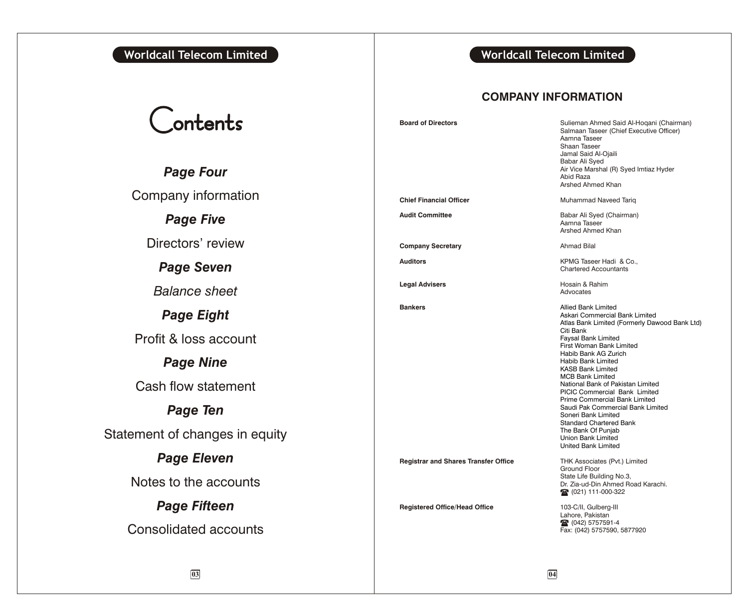# Contents

***Page Four***

Company information

***Page Five***

Directors' review

***Page Seven***

*Balance sheet*

***Page Eight***

Profit & loss account

***Page Nine***

Cash flow statement

***Page Ten***

Statement of changes in equity

***Page Eleven***

Notes to the accounts

***Page Fifteen***

Consolidated accounts

## COMPANY INFORMATION

| | |
|---|---|
| **Board of Directors** | Sulieman Ahmed Said Al-Hoqani (Chairman)<br>Salmaan Taseer (Chief Executive Officer)<br>Aamna Taseer<br>Shaan Taseer<br>Jamal Said Al-Ojaili<br>Babar Ali Syed<br>Air Vice Marshal (R) Syed Imtiaz Hyder<br>Abid Raza<br>Arshed Ahmed Khan |
| **Chief Financial Officer** | Muhammad Naveed Tariq |
| **Audit Committee** | Babar Ali Syed (Chairman)<br>Aamna Taseer<br>Arshed Ahmed Khan |
| **Company Secretary** | Ahmad Bilal |
| **Auditors** | KPMG Taseer Hadi & Co.,<br>Chartered Accountants |
| **Legal Advisers** | Hosain & Rahim<br>Advocates |
| **Bankers** | Allied Bank Limited<br>Askari Commercial Bank Limited<br>Atlas Bank Limited (Formerly Dawood Bank Ltd)<br>Citi Bank<br>Faysal Bank Limited<br>First Woman Bank Limited<br>Habib Bank AG Zurich<br>Habib Bank Limited<br>KASB Bank Limited<br>MCB Bank Limited<br>National Bank of Pakistan Limited<br>PICIC Commercial Bank Limited<br>Prime Commercial Bank Limited<br>Saudi Pak Commercial Bank Limited<br>Soneri Bank Limited<br>Standard Chartered Bank<br>The Bank Of Punjab<br>Union Bank Limited<br>United Bank Limited |
| **Registrar and Shares Transfer Office** | THK Associates (Pvt.) Limited<br>Ground Floor<br>State Life Building No.3,<br>Dr. Zia-ud-Din Ahmed Road Karachi.<br>☎ (021) 111-000-322 |
| **Registered Office/Head Office** | 103-C/II, Gulberg-III<br>Lahore, Pakistan<br>☎ (042) 5757591-4<br>Fax: (042) 5757590, 5877920 |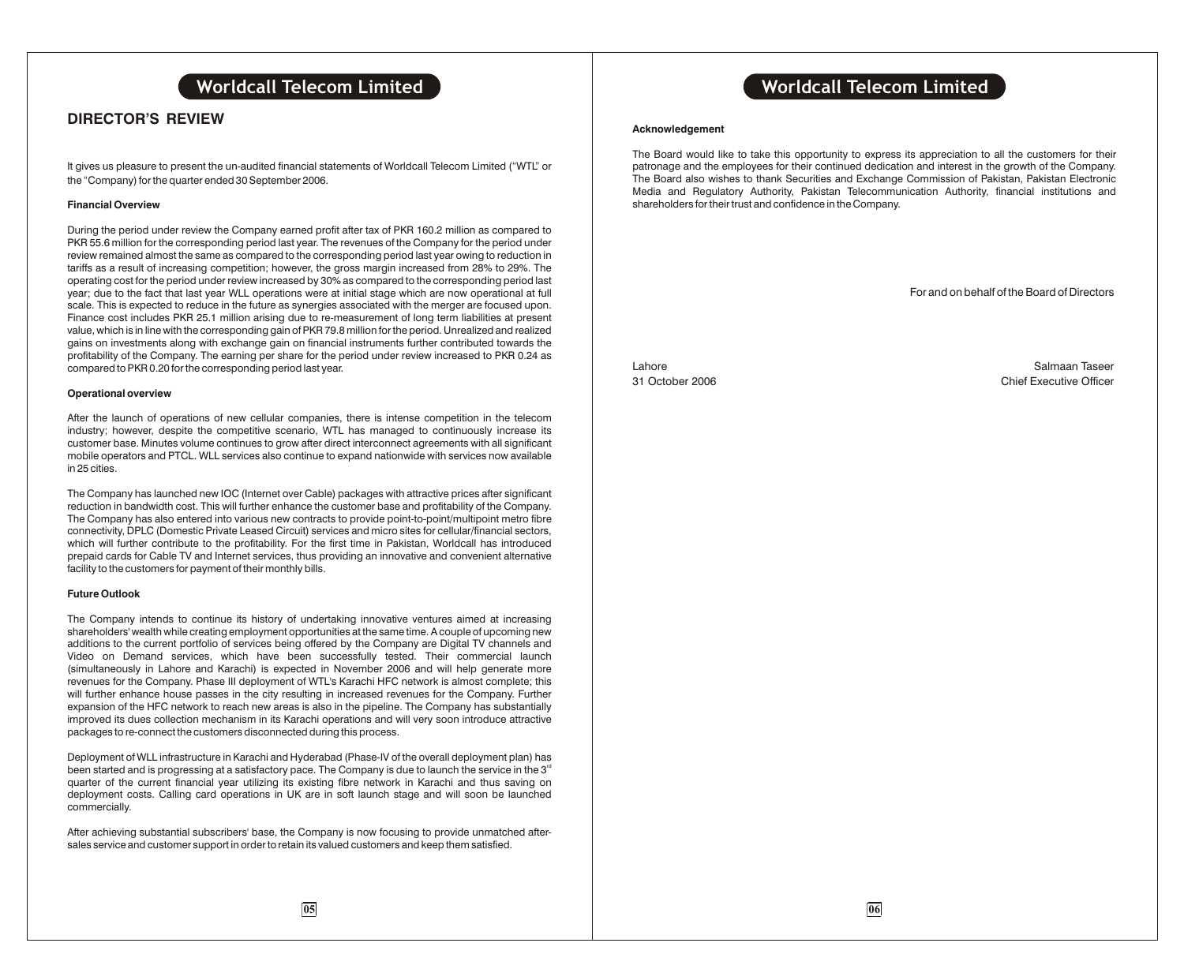## DIRECTOR'S REVIEW

It gives us pleasure to present the un-audited financial statements of Worldcall Telecom Limited ("WTL" or the "Company) for the quarter ended 30 September 2006.

### Financial Overview

During the period under review the Company earned profit after tax of PKR 160.2 million as compared to PKR 55.6 million for the corresponding period last year. The revenues of the Company for the period under review remained almost the same as compared to the corresponding period last year owing to reduction in tariffs as a result of increasing competition; however, the gross margin increased from 28% to 29%. The operating cost for the period under review increased by 30% as compared to the corresponding period last year; due to the fact that last year WLL operations were at initial stage which are now operational at full scale. This is expected to reduce in the future as synergies associated with the merger are focused upon. Finance cost includes PKR 25.1 million arising due to re-measurement of long term liabilities at present value, which is in line with the corresponding gain of PKR 79.8 million for the period. Unrealized and realized gains on investments along with exchange gain on financial instruments further contributed towards the profitability of the Company. The earning per share for the period under review increased to PKR 0.24 as compared to PKR 0.20 for the corresponding period last year.

### Operational overview

After the launch of operations of new cellular companies, there is intense competition in the telecom industry; however, despite the competitive scenario, WTL has managed to continuously increase its customer base. Minutes volume continues to grow after direct interconnect agreements with all significant mobile operators and PTCL. WLL services also continue to expand nationwide with services now available in 25 cities.

The Company has launched new IOC (Internet over Cable) packages with attractive prices after significant reduction in bandwidth cost. This will further enhance the customer base and profitability of the Company. The Company has also entered into various new contracts to provide point-to-point/multipoint metro fibre connectivity, DPLC (Domestic Private Leased Circuit) services and micro sites for cellular/financial sectors, which will further contribute to the profitability. For the first time in Pakistan, Worldcall has introduced prepaid cards for Cable TV and Internet services, thus providing an innovative and convenient alternative facility to the customers for payment of their monthly bills.

### Future Outlook

The Company intends to continue its history of undertaking innovative ventures aimed at increasing shareholders' wealth while creating employment opportunities at the same time. A couple of upcoming new additions to the current portfolio of services being offered by the Company are Digital TV channels and Video on Demand services, which have been successfully tested. Their commercial launch (simultaneously in Lahore and Karachi) is expected in November 2006 and will help generate more revenues for the Company. Phase III deployment of WTL's Karachi HFC network is almost complete; this will further enhance house passes in the city resulting in increased revenues for the Company. Further expansion of the HFC network to reach new areas is also in the pipeline. The Company has substantially improved its dues collection mechanism in its Karachi operations and will very soon introduce attractive packages to re-connect the customers disconnected during this process.

Deployment of WLL infrastructure in Karachi and Hyderabad (Phase-IV of the overall deployment plan) has been started and is progressing at a satisfactory pace. The Company is due to launch the service in the 3rd quarter of the current financial year utilizing its existing fibre network in Karachi and thus saving on deployment costs. Calling card operations in UK are in soft launch stage and will soon be launched commercially.

After achieving substantial subscribers' base, the Company is now focusing to provide unmatched after-sales service and customer support in order to retain its valued customers and keep them satisfied.

### Acknowledgement

The Board would like to take this opportunity to express its appreciation to all the customers for their patronage and the employees for their continued dedication and interest in the growth of the Company. The Board also wishes to thank Securities and Exchange Commission of Pakistan, Pakistan Electronic Media and Regulatory Authority, Pakistan Telecommunication Authority, financial institutions and shareholders for their trust and confidence in the Company.

For and on behalf of the Board of Directors

Lahore
31 October 2006

Salmaan Taseer
Chief Executive Officer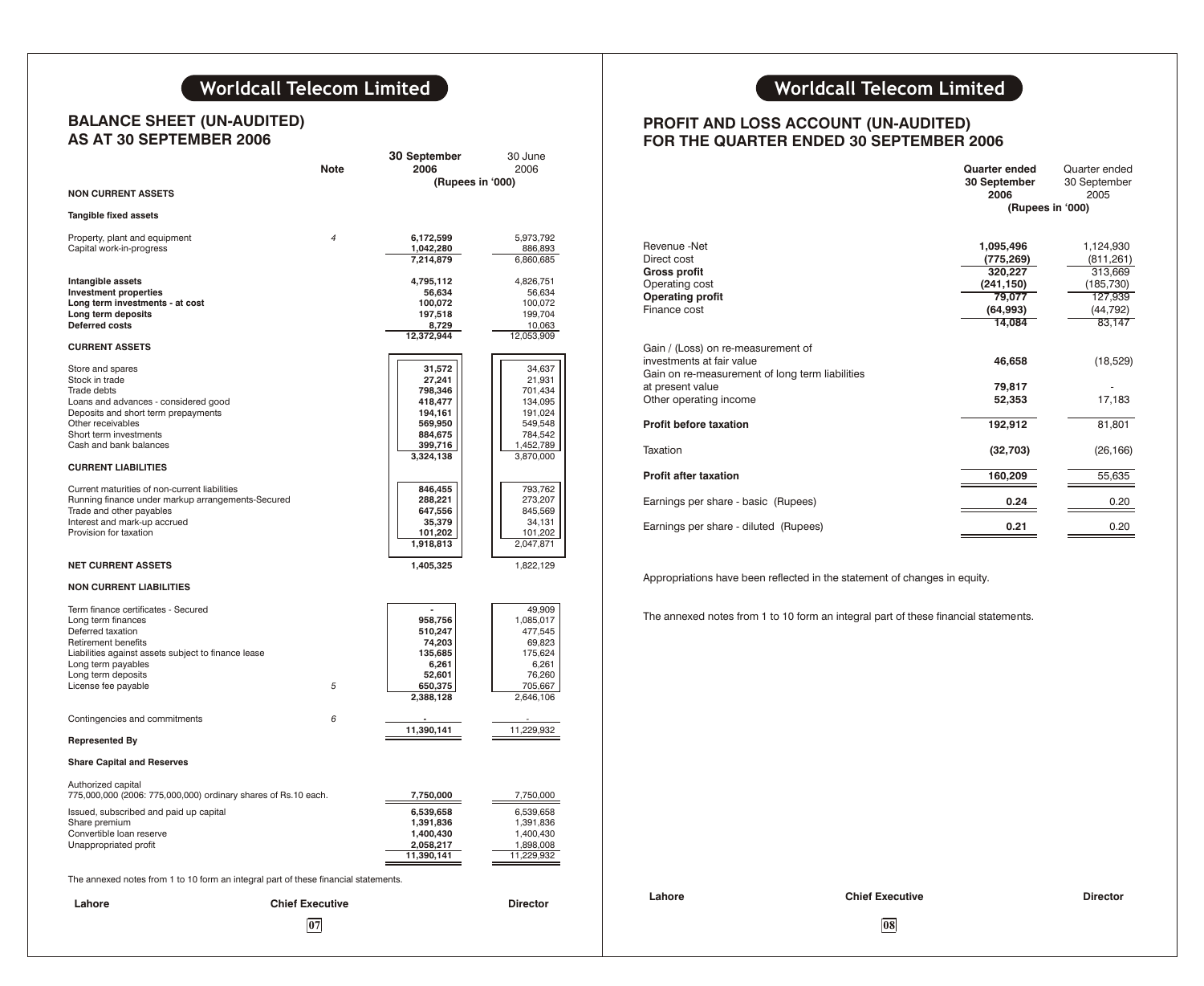# Worldcall Telecom Limited

## BALANCE SHEET (UN-AUDITED) AS AT 30 SEPTEMBER 2006

| | Note | 30 September 2006 | 30 June 2006 |
|---|---|---|---|
| | | (Rupees in '000) | |
| **NON CURRENT ASSETS** | | | |
| **Tangible fixed assets** | | | |
| Property, plant and equipment | 4 | 6,172,599 | 5,973,792 |
| Capital work-in-progress | | 1,042,280 | 886,893 |
| | | 7,214,879 | 6,860,685 |
| **Intangible assets** | | 4,795,112 | 4,826,751 |
| **Investment properties** | | 56,634 | 56,634 |
| **Long term investments - at cost** | | 100,072 | 100,072 |
| **Long term deposits** | | 197,518 | 199,704 |
| **Deferred costs** | | 8,729 | 10,063 |
| | | 12,372,944 | 12,053,909 |
| **CURRENT ASSETS** | | | |
| Store and spares | | 31,572 | 34,637 |
| Stock in trade | | 27,241 | 21,931 |
| Trade debts | | 798,346 | 701,434 |
| Loans and advances - considered good | | 418,477 | 134,095 |
| Deposits and short term prepayments | | 194,161 | 191,024 |
| Other receivables | | 569,950 | 549,548 |
| Short term investments | | 884,675 | 784,542 |
| Cash and bank balances | | 399,716 | 1,452,789 |
| | | 3,324,138 | 3,870,000 |
| **CURRENT LIABILITIES** | | | |
| Current maturities of non-current liabilities | | 846,455 | 793,762 |
| Running finance under markup arrangements-Secured | | 288,221 | 273,207 |
| Trade and other payables | | 647,556 | 845,569 |
| Interest and mark-up accrued | | 35,379 | 34,131 |
| Provision for taxation | | 101,202 | 101,202 |
| | | 1,918,813 | 2,047,871 |
| **NET CURRENT ASSETS** | | 1,405,325 | 1,822,129 |
| **NON CURRENT LIABILITIES** | | | |
| Term finance certificates - Secured | | - | 49,909 |
| Long term finances | | 958,756 | 1,085,017 |
| Deferred taxation | | 510,247 | 477,545 |
| Retirement benefits | | 74,203 | 69,823 |
| Liabilities against assets subject to finance lease | | 135,685 | 175,624 |
| Long term payables | | 6,261 | 6,261 |
| Long term deposits | | 52,601 | 76,260 |
| License fee payable | 5 | 650,375 | 705,667 |
| | | 2,388,128 | 2,646,106 |
| Contingencies and commitments | 6 | - | - |
| | | 11,390,141 | 11,229,932 |
| **Represented By** | | | |
| **Share Capital and Reserves** | | | |
| Authorized capital 775,000,000 (2006: 775,000,000) ordinary shares of Rs.10 each. | | 7,750,000 | 7,750,000 |
| Issued, subscribed and paid up capital | | 6,539,658 | 6,539,658 |
| Share premium | | 1,391,836 | 1,391,836 |
| Convertible loan reserve | | 1,400,430 | 1,400,430 |
| Unappropriated profit | | 2,058,217 | 1,898,008 |
| | | 11,390,141 | 11,229,932 |

The annexed notes from 1 to 10 form an integral part of these financial statements.

**Lahore** **Chief Executive** **Director**

# Worldcall Telecom Limited

## PROFIT AND LOSS ACCOUNT (UN-AUDITED) FOR THE QUARTER ENDED 30 SEPTEMBER 2006

| | Quarter ended 30 September 2006 | Quarter ended 30 September 2005 |
|---|---|---|
| | (Rupees in '000) | |
| Revenue -Net | 1,095,496 | 1,124,930 |
| Direct cost | (775,269) | (811,261) |
| **Gross profit** | 320,227 | 313,669 |
| Operating cost | (241,150) | (185,730) |
| **Operating profit** | 79,077 | 127,939 |
| Finance cost | (64,993) | (44,792) |
| | 14,084 | 83,147 |
| Gain / (Loss) on re-measurement of investments at fair value | 46,658 | (18,529) |
| Gain on re-measurement of long term liabilities at present value | 79,817 | - |
| Other operating income | 52,353 | 17,183 |
| **Profit before taxation** | 192,912 | 81,801 |
| Taxation | (32,703) | (26,166) |
| **Profit after taxation** | 160,209 | 55,635 |
| Earnings per share - basic (Rupees) | 0.24 | 0.20 |
| Earnings per share - diluted (Rupees) | 0.21 | 0.20 |

Appropriations have been reflected in the statement of changes in equity.

The annexed notes from 1 to 10 form an integral part of these financial statements.

**Lahore** **Chief Executive** **Director**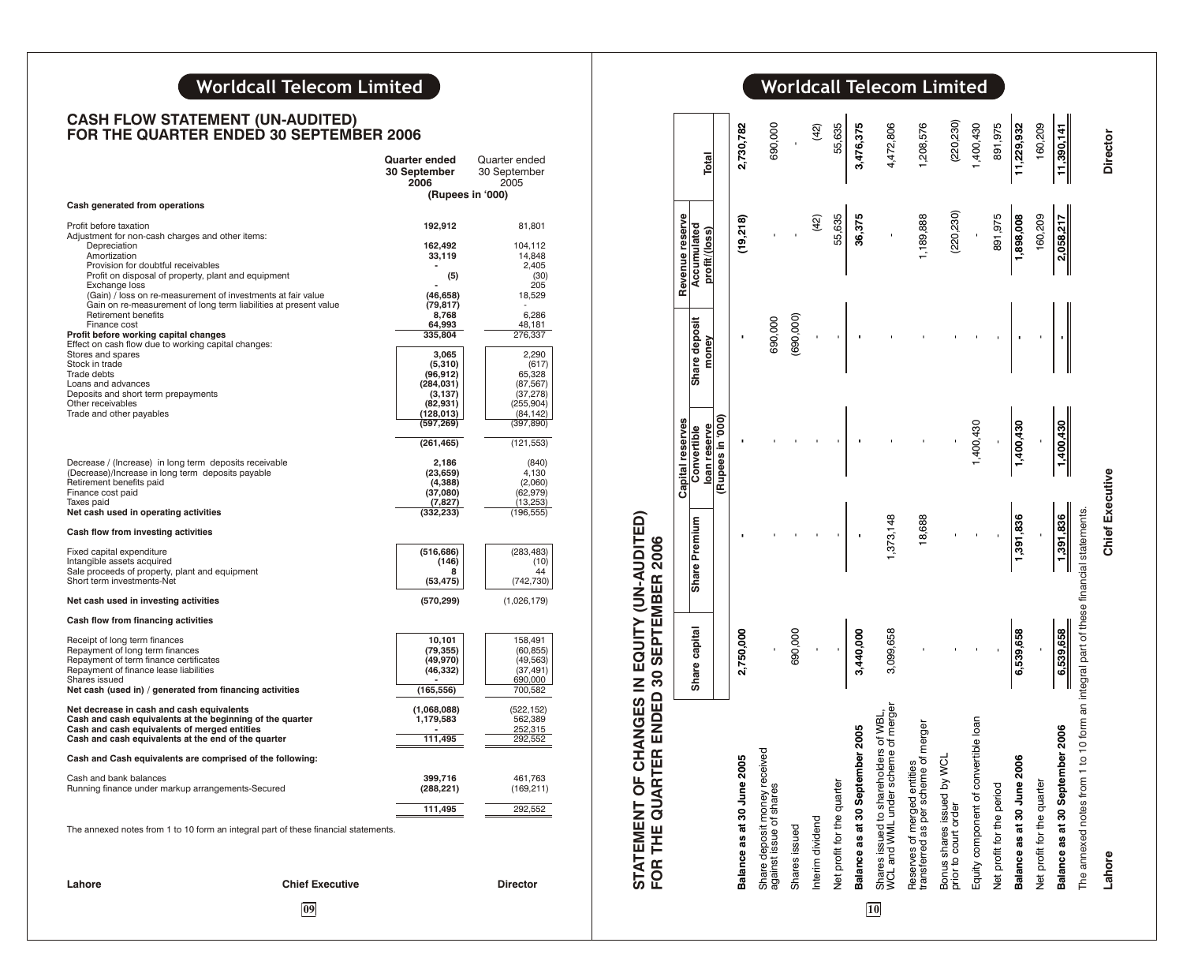# Worldcall Telecom Limited

## CASH FLOW STATEMENT (UN-AUDITED)
## FOR THE QUARTER ENDED 30 SEPTEMBER 2006

| | Quarter ended 30 September 2006 | Quarter ended 30 September 2005 |
|---|---|---|
| | (Rupees in '000) | |
| **Cash generated from operations** | | |
| Profit before taxation | **192,912** | 81,801 |
| Adjustment for non-cash charges and other items: | | |
| Depreciation | **162,492** | 104,112 |
| Amortization | **33,119** | 14,848 |
| Provision for doubtful receivables | **-** | 2,405 |
| Profit on disposal of property, plant and equipment | **(5)** | (30) |
| Exchange loss | **-** | 205 |
| (Gain) / loss on re-measurement of investments at fair value | **(46,658)** | 18,529 |
| Gain on re-measurement of long term liabilities at present value | **(79,817)** | - |
| Retirement benefits | **8,768** | 6,286 |
| Finance cost | **64,993** | 48,181 |
| **Profit before working capital changes** | **335,804** | 276,337 |
| Effect on cash flow due to working capital changes: | | |
| Stores and spares | **3,065** | 2,290 |
| Stock in trade | **(5,310)** | (617) |
| Trade debts | **(96,912)** | 65,328 |
| Loans and advances | **(284,031)** | (87,567) |
| Deposits and short term prepayments | **(3,137)** | (37,278) |
| Other receivables | **(82,931)** | (255,904) |
| Trade and other payables | **(128,013)** | (84,142) |
| | **(597,269)** | (397,890) |
| | **(261,465)** | (121,553) |
| Decrease / (Increase) in long term deposits receivable | **2,186** | (840) |
| (Decrease)/Increase in long term deposits payable | **(23,659)** | 4,130 |
| Retirement benefits paid | **(4,388)** | (2,060) |
| Finance cost paid | **(37,080)** | (62,979) |
| Taxes paid | **(7,827)** | (13,253) |
| **Net cash used in operating activities** | **(332,233)** | (196,555) |
| **Cash flow from investing activities** | | |
| Fixed capital expenditure | **(516,686)** | (283,483) |
| Intangible assets acquired | **(146)** | (10) |
| Sale proceeds of property, plant and equipment | **8** | 44 |
| Short term investments-Net | **(53,475)** | (742,730) |
| **Net cash used in investing activities** | **(570,299)** | (1,026,179) |
| **Cash flow from financing activities** | | |
| Receipt of long term finances | **10,101** | 158,491 |
| Repayment of long term finances | **(79,355)** | (60,855) |
| Repayment of term finance certificates | **(49,970)** | (49,563) |
| Repayment of finance lease liabilities | **(46,332)** | (37,491) |
| Shares issued | **-** | 690,000 |
| **Net cash (used in) / generated from financing activities** | **(165,556)** | 700,582 |
| **Net decrease in cash and cash equivalents** | **(1,068,088)** | (522,152) |
| **Cash and cash equivalents at the beginning of the quarter** | **1,179,583** | 562,389 |
| **Cash and cash equivalents of merged entities** | **-** | 252,315 |
| **Cash and cash equivalents at the end of the quarter** | **111,495** | 292,552 |
| **Cash and Cash equivalents are comprised of the following:** | | |
| Cash and bank balances | **399,716** | 461,763 |
| Running finance under markup arrangements-Secured | **(288,221)** | (169,211) |
| | **111,495** | 292,552 |

The annexed notes from 1 to 10 form an integral part of these financial statements.

**Lahore** **Chief Executive** **Director**

# Worldcall Telecom Limited

## STATEMENT OF CHANGES IN EQUITY (UN-AUDITED)
## FOR THE QUARTER ENDED 30 SEPTEMBER 2006

| | Share capital | Share Premium | Capital reserves: Convertible loan reserve | Share deposit money | Revenue reserve: Accumulated profit/(loss) | Total |
|---|---|---|---|---|---|---|
| | (Rupees in '000) | | | | | |
| **Balance as at 30 June 2005** | **2,750,000** | **-** | **-** | **-** | **(19,218)** | **2,730,782** |
| Share deposit money received against issue of shares | - | - | - | 690,000 | - | 690,000 |
| Shares issued | 690,000 | - | - | (690,000) | - | - |
| Interim dividend | - | - | - | - | (42) | (42) |
| Net profit for the quarter | - | - | - | - | 55,635 | 55,635 |
| **Balance as at 30 September 2005** | **3,440,000** | **-** | **-** | **-** | **36,375** | **3,476,375** |
| Shares issued to shareholders of WBL, WCL and WML under scheme of merger | 3,099,658 | 1,373,148 | - | - | - | 4,472,806 |
| Reserves of merged entities transferred as per scheme of merger | - | 18,688 | - | - | 1,189,888 | 1,208,576 |
| Bonus shares issued by WCL prior to court order | - | - | - | - | (220,230) | (220,230) |
| Equity component of convertible loan | - | - | 1,400,430 | - | - | 1,400,430 |
| Net profit for the period | - | - | - | - | 891,975 | 891,975 |
| **Balance as at 30 June 2006** | **6,539,658** | **1,391,836** | **1,400,430** | **-** | **1,898,008** | **11,229,932** |
| Net profit for the quarter | - | - | - | - | 160,209 | 160,209 |
| **Balance as at 30 September 2006** | **6,539,658** | **1,391,836** | **1,400,430** | **-** | **2,058,217** | **11,390,141** |

The annexed notes from 1 to 10 form an integral part of these financial statements.

**Lahore** **Chief Executive** **Director**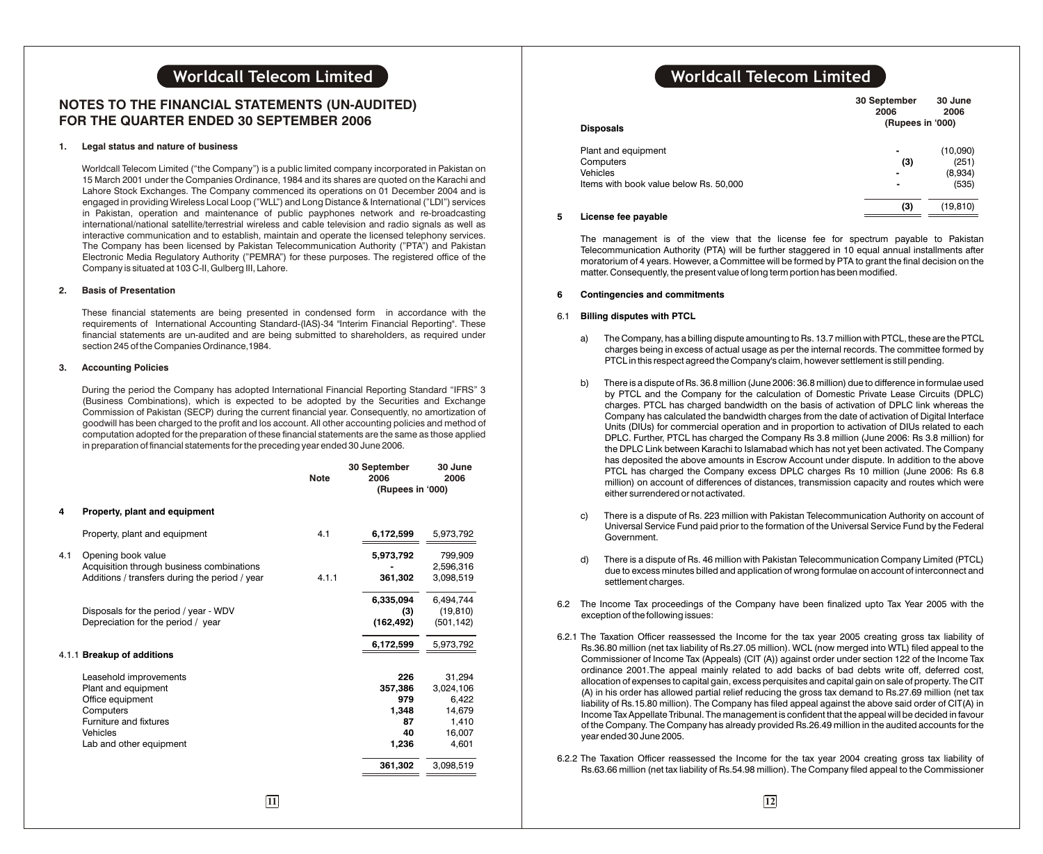## NOTES TO THE FINANCIAL STATEMENTS (UN-AUDITED) FOR THE QUARTER ENDED 30 SEPTEMBER 2006

**1. Legal status and nature of business**

Worldcall Telecom Limited ("the Company") is a public limited company incorporated in Pakistan on 15 March 2001 under the Companies Ordinance, 1984 and its shares are quoted on the Karachi and Lahore Stock Exchanges. The Company commenced its operations on 01 December 2004 and is engaged in providing Wireless Local Loop ("WLL") and Long Distance & International ("LDI") services in Pakistan, operation and maintenance of public payphones network and re-broadcasting international/national satellite/terrestrial wireless and cable television and radio signals as well as interactive communication and to establish, maintain and operate the licensed telephony services. The Company has been licensed by Pakistan Telecommunication Authority ("PTA") and Pakistan Electronic Media Regulatory Authority ("PEMRA") for these purposes. The registered office of the Company is situated at 103 C-II, Gulberg III, Lahore.

**2. Basis of Presentation**

These financial statements are being presented in condensed form in accordance with the requirements of International Accounting Standard-(IAS)-34 "Interim Financial Reporting". These financial statements are un-audited and are being submitted to shareholders, as required under section 245 of the Companies Ordinance,1984.

**3. Accounting Policies**

During the period the Company has adopted International Financial Reporting Standard "IFRS" 3 (Business Combinations), which is expected to be adopted by the Securities and Exchange Commission of Pakistan (SECP) during the current financial year. Consequently, no amortization of goodwill has been charged to the profit and los account. All other accounting policies and method of computation adopted for the preparation of these financial statements are the same as those applied in preparation of financial statements for the preceding year ended 30 June 2006.

| | | Note | 30 September 2006 | 30 June 2006 |
|---|---|---|---|---|
| | | | (Rupees in '000) | |
| **4** | **Property, plant and equipment** | | | |
| | Property, plant and equipment | 4.1 | **6,172,599** | 5,973,792 |
| 4.1 | Opening book value | | **5,973,792** | 799,909 |
| | Acquisition through business combinations | | **-** | 2,596,316 |
| | Additions / transfers during the period / year | 4.1.1 | **361,302** | 3,098,519 |
| | | | **6,335,094** | 6,494,744 |
| | Disposals for the period / year - WDV | | **(3)** | (19,810) |
| | Depreciation for the period / year | | **(162,492)** | (501,142) |
| | | | **6,172,599** | 5,973,792 |
| 4.1.1 | **Breakup of additions** | | | |
| | Leasehold improvements | | **226** | 31,294 |
| | Plant and equipment | | **357,386** | 3,024,106 |
| | Office equipment | | **979** | 6,422 |
| | Computers | | **1,348** | 14,679 |
| | Furniture and fixtures | | **87** | 1,410 |
| | Vehicles | | **40** | 16,007 |
| | Lab and other equipment | | **1,236** | 4,601 |
| | | | **361,302** | 3,098,519 |

| **Disposals** | 30 September 2006 | 30 June 2006 |
|---|---|---|
| | (Rupees in '000) | |
| Plant and equipment | **-** | (10,090) |
| Computers | **(3)** | (251) |
| Vehicles | **-** | (8,934) |
| Items with book value below Rs. 50,000 | **-** | (535) |
| | **(3)** | (19,810) |

**5 License fee payable**

The management is of the view that the license fee for spectrum payable to Pakistan Telecommunication Authority (PTA) will be further staggered in 10 equal annual installments after moratorium of 4 years. However, a Committee will be formed by PTA to grant the final decision on the matter. Consequently, the present value of long term portion has been modified.

**6 Contingencies and commitments**

**6.1 Billing disputes with PTCL**

a) The Company, has a billing dispute amounting to Rs. 13.7 million with PTCL, these are the PTCL charges being in excess of actual usage as per the internal records. The committee formed by PTCL in this respect agreed the Company's claim, however settlement is still pending.

b) There is a dispute of Rs. 36.8 million (June 2006: 36.8 million) due to difference in formulae used by PTCL and the Company for the calculation of Domestic Private Lease Circuits (DPLC) charges. PTCL has charged bandwidth on the basis of activation of DPLC link whereas the Company has calculated the bandwidth charges from the date of activation of Digital Interface Units (DIUs) for commercial operation and in proportion to activation of DIUs related to each DPLC. Further, PTCL has charged the Company Rs 3.8 million (June 2006: Rs 3.8 million) for the DPLC Link between Karachi to Islamabad which has not yet been activated. The Company has deposited the above amounts in Escrow Account under dispute. In addition to the above PTCL has charged the Company excess DPLC charges Rs 10 million (June 2006: Rs 6.8 million) on account of differences of distances, transmission capacity and routes which were either surrendered or not activated.

c) There is a dispute of Rs. 223 million with Pakistan Telecommunication Authority on account of Universal Service Fund paid prior to the formation of the Universal Service Fund by the Federal Government.

d) There is a dispute of Rs. 46 million with Pakistan Telecommunication Company Limited (PTCL) due to excess minutes billed and application of wrong formulae on account of interconnect and settlement charges.

6.2 The Income Tax proceedings of the Company have been finalized upto Tax Year 2005 with the exception of the following issues:

6.2.1 The Taxation Officer reassessed the Income for the tax year 2005 creating gross tax liability of Rs.36.80 million (net tax liability of Rs.27.05 million). WCL (now merged into WTL) filed appeal to the Commissioner of Income Tax (Appeals) (CIT (A)) against order under section 122 of the Income Tax ordinance 2001.The appeal mainly related to add backs of bad debts write off, deferred cost, allocation of expenses to capital gain, excess perquisites and capital gain on sale of property. The CIT (A) in his order has allowed partial relief reducing the gross tax demand to Rs.27.69 million (net tax liability of Rs.15.80 million). The Company has filed appeal against the above said order of CIT(A) in Income Tax Appellate Tribunal. The management is confident that the appeal will be decided in favour of the Company. The Company has already provided Rs.26.49 million in the audited accounts for the year ended 30 June 2005.

6.2.2 The Taxation Officer reassessed the Income for the tax year 2004 creating gross tax liability of Rs.63.66 million (net tax liability of Rs.54.98 million). The Company filed appeal to the Commissioner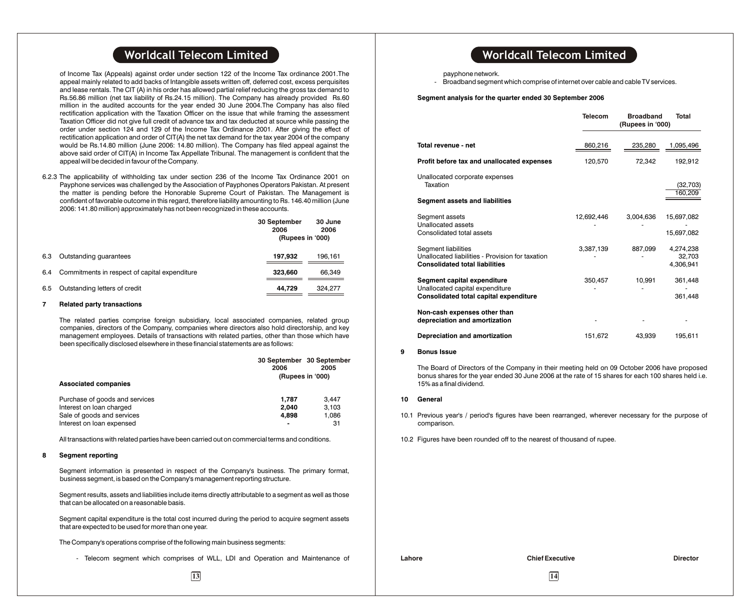of Income Tax (Appeals) against order under section 122 of the Income Tax ordinance 2001.The appeal mainly related to add backs of Intangible assets written off, deferred cost, excess perquisites and lease rentals. The CIT (A) in his order has allowed partial relief reducing the gross tax demand to Rs.56.86 million (net tax liability of Rs.24.15 million). The Company has already provided Rs.60 million in the audited accounts for the year ended 30 June 2004.The Company has also filed rectification application with the Taxation Officer on the issue that while framing the assessment Taxation Officer did not give full credit of advance tax and tax deducted at source while passing the order under section 124 and 129 of the Income Tax Ordinance 2001. After giving the effect of rectification application and order of CIT(A) the net tax demand for the tax year 2004 of the company would be Rs.14.80 million (June 2006: 14.80 million). The Company has filed appeal against the above said order of CIT(A) in Income Tax Appellate Tribunal. The management is confident that the appeal will be decided in favour of the Company.

6.2.3 The applicability of withholding tax under section 236 of the Income Tax Ordinance 2001 on Payphone services was challenged by the Association of Payphones Operators Pakistan. At present the matter is pending before the Honorable Supreme Court of Pakistan. The Management is confident of favorable outcome in this regard, therefore liability amounting to Rs. 146.40 million (June 2006: 141.80 million) approximately has not been recognized in these accounts.

| | | 30 September 2006 | 30 June 2006 |
|---|---|---|---|
| | | (Rupees in '000) | |
| 6.3 | Outstanding guarantees | **197,932** | 196,161 |
| 6.4 | Commitments in respect of capital expenditure | **323,660** | 66,349 |
| 6.5 | Outstanding letters of credit | **44,729** | 324,277 |

## 7 Related party transactions

The related parties comprise foreign subsidiary, local associated companies, related group companies, directors of the Company, companies where directors also hold directorship, and key management employees. Details of transactions with related parties, other than those which have been specifically disclosed elsewhere in these financial statements are as follows:

| | 30 September 2006 | 30 September 2005 |
|---|---|---|
| | (Rupees in '000) | |
| **Associated companies** | | |
| Purchase of goods and services | **1,787** | 3,447 |
| Interest on loan charged | **2,040** | 3,103 |
| Sale of goods and services | **4,898** | 1,086 |
| Interest on loan expensed | **-** | 31 |

All transactions with related parties have been carried out on commercial terms and conditions.

## 8 Segment reporting

Segment information is presented in respect of the Company's business. The primary format, business segment, is based on the Company's management reporting structure.

Segment results, assets and liabilities include items directly attributable to a segment as well as those that can be allocated on a reasonable basis.

Segment capital expenditure is the total cost incurred during the period to acquire segment assets that are expected to be used for more than one year.

The Company's operations comprise of the following main business segments:

- Telecom segment which comprises of WLL, LDI and Operation and Maintenance of payphone network.
- Broadband segment which comprise of internet over cable and cable TV services.

**Segment analysis for the quarter ended 30 September 2006**

| | Telecom | Broadband | Total |
|---|---|---|---|
| | | (Rupees in '000) | |
| **Total revenue - net** | 860,216 | 235,280 | 1,095,496 |
| **Profit before tax and unallocated expenses** | 120,570 | 72,342 | 192,912 |
| Unallocated corporate expenses | | | |
| Taxation | | | (32,703) |
| | | | 160,209 |
| **Segment assets and liabilities** | | | |
| Segment assets | 12,692,446 | 3,004,636 | 15,697,082 |
| Unallocated assets | - | - | - |
| Consolidated total assets | | | 15,697,082 |
| Segment liabilities | 3,387,139 | 887,099 | 4,274,238 |
| Unallocated liabilities - Provision for taxation | - | - | 32,703 |
| **Consolidated total liabilities** | | | 4,306,941 |
| **Segment capital expenditure** | 350,457 | 10,991 | 361,448 |
| Unallocated capital expenditure | - | - | - |
| **Consolidated total capital expenditure** | | | 361,448 |
| **Non-cash expenses other than depreciation and amortization** | - | - | - |
| **Depreciation and amortization** | 151,672 | 43,939 | 195,611 |

## 9 Bonus Issue

The Board of Directors of the Company in their meeting held on 09 October 2006 have proposed bonus shares for the year ended 30 June 2006 at the rate of 15 shares for each 100 shares held i.e. 15% as a final dividend.

## 10 General

10.1 Previous year's / period's figures have been rearranged, wherever necessary for the purpose of comparison.

10.2 Figures have been rounded off to the nearest of thousand of rupee.

Lahore  **Chief Executive**  **Director**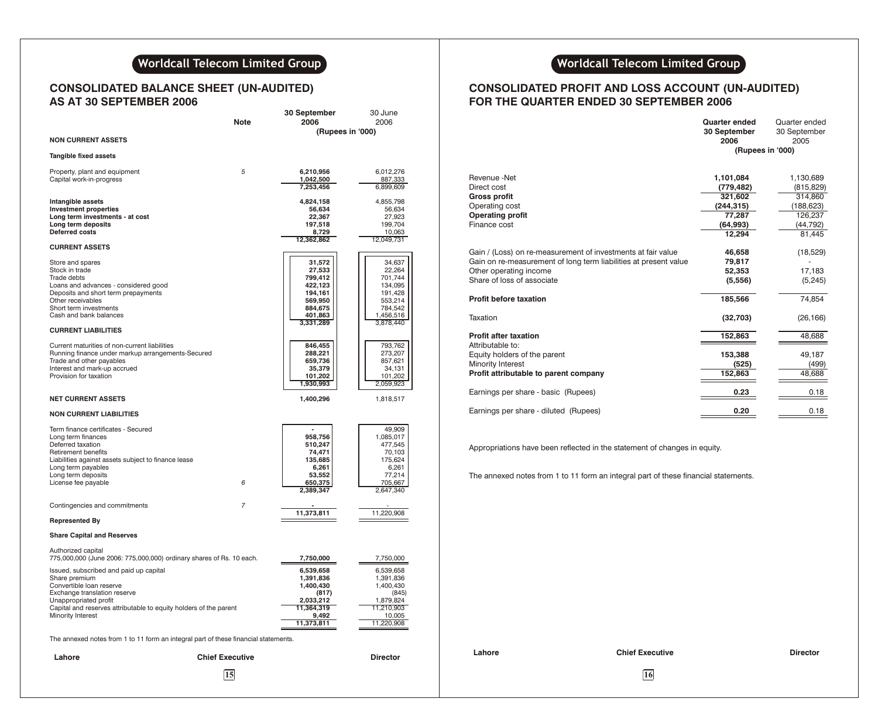## Worldcall Telecom Limited Group

# CONSOLIDATED BALANCE SHEET (UN-AUDITED) AS AT 30 SEPTEMBER 2006

| | Note | 30 September 2006 | 30 June 2006 |
|---|---|---|---|
| | | (Rupees in '000) | |
| **NON CURRENT ASSETS** | | | |
| **Tangible fixed assets** | | | |
| Property, plant and equipment | 5 | **6,210,956** | 6,012,276 |
| Capital work-in-progress | | **1,042,500** | 887,333 |
| | | **7,253,456** | 6,899,609 |
| **Intangible assets** | | **4,824,158** | 4,855,798 |
| **Investment properties** | | **56,634** | 56,634 |
| **Long term investments - at cost** | | **22,367** | 27,923 |
| **Long term deposits** | | **197,518** | 199,704 |
| **Deferred costs** | | **8,729** | 10,063 |
| | | **12,362,862** | 12,049,731 |
| **CURRENT ASSETS** | | | |
| Store and spares | | **31,572** | 34,637 |
| Stock in trade | | **27,533** | 22,264 |
| Trade debts | | **799,412** | 701,744 |
| Loans and advances - considered good | | **422,123** | 134,095 |
| Deposits and short term prepayments | | **194,161** | 191,428 |
| Other receivables | | **569,950** | 553,214 |
| Short term investments | | **884,675** | 784,542 |
| Cash and bank balances | | **401,863** | 1,456,516 |
| | | **3,331,289** | 3,878,440 |
| **CURRENT LIABILITIES** | | | |
| Current maturities of non-current liabilities | | **846,455** | 793,762 |
| Running finance under markup arrangements-Secured | | **288,221** | 273,207 |
| Trade and other payables | | **659,736** | 857,621 |
| Interest and mark-up accrued | | **35,379** | 34,131 |
| Provision for taxation | | **101,202** | 101,202 |
| | | **1,930,993** | 2,059,923 |
| **NET CURRENT ASSETS** | | **1,400,296** | 1,818,517 |
| **NON CURRENT LIABILITIES** | | | |
| Term finance certificates - Secured | | **-** | 49,909 |
| Long term finances | | **958,756** | 1,085,017 |
| Deferred taxation | | **510,247** | 477,545 |
| Retirement benefits | | **74,471** | 70,103 |
| Liabilities against assets subject to finance lease | | **135,685** | 175,624 |
| Long term payables | | **6,261** | 6,261 |
| Long term deposits | | **53,552** | 77,214 |
| License fee payable | 6 | **650,375** | 705,667 |
| | | **2,389,347** | 2,647,340 |
| Contingencies and commitments | 7 | **-** | - |
| | | **11,373,811** | 11,220,908 |
| **Represented By** | | | |
| **Share Capital and Reserves** | | | |
| Authorized capital<br>775,000,000 (June 2006: 775,000,000) ordinary shares of Rs. 10 each. | | **7,750,000** | 7,750,000 |
| Issued, subscribed and paid up capital | | **6,539,658** | 6,539,658 |
| Share premium | | **1,391,836** | 1,391,836 |
| Convertible loan reserve | | **1,400,430** | 1,400,430 |
| Exchange translation reserve | | **(817)** | (845) |
| Unappropriated profit | | **2,033,212** | 1,879,824 |
| Capital and reserves attributable to equity holders of the parent | | **11,364,319** | 11,210,903 |
| Minority Interest | | **9,492** | 10,005 |
| | | **11,373,811** | 11,220,908 |

The annexed notes from 1 to 11 form an integral part of these financial statements.

**Lahore** **Chief Executive** **Director**

## Worldcall Telecom Limited Group

# CONSOLIDATED PROFIT AND LOSS ACCOUNT (UN-AUDITED) FOR THE QUARTER ENDED 30 SEPTEMBER 2006

| | Quarter ended 30 September 2006 | Quarter ended 30 September 2005 |
|---|---|---|
| | (Rupees in '000) | |
| Revenue -Net | **1,101,084** | 1,130,689 |
| Direct cost | **(779,482)** | (815,829) |
| **Gross profit** | **321,602** | 314,860 |
| Operating cost | **(244,315)** | (188,623) |
| **Operating profit** | **77,287** | 126,237 |
| Finance cost | **(64,993)** | (44,792) |
| | **12,294** | 81,445 |
| Gain / (Loss) on re-measurement of investments at fair value | **46,658** | (18,529) |
| Gain on re-measurement of long term liabilities at present value | **79,817** | - |
| Other operating income | **52,353** | 17,183 |
| Share of loss of associate | **(5,556)** | (5,245) |
| **Profit before taxation** | **185,566** | 74,854 |
| Taxation | **(32,703)** | (26,166) |
| **Profit after taxation** | **152,863** | 48,688 |
| Attributable to: | | |
| Equity holders of the parent | **153,388** | 49,187 |
| Minority Interest | **(525)** | (499) |
| **Profit attributable to parent company** | **152,863** | 48,688 |
| Earnings per share - basic (Rupees) | **0.23** | 0.18 |
| Earnings per share - diluted (Rupees) | **0.20** | 0.18 |

Appropriations have been reflected in the statement of changes in equity.

The annexed notes from 1 to 11 form an integral part of these financial statements.

**Lahore** **Chief Executive** **Director**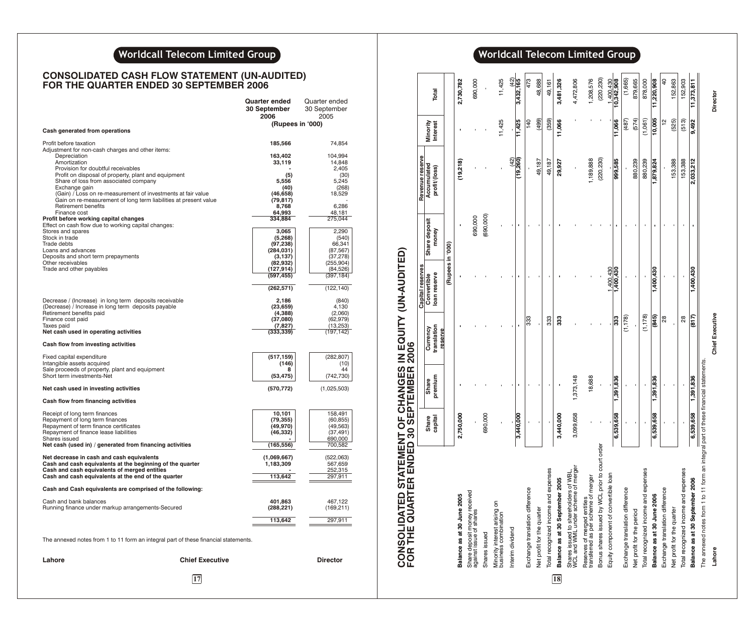# Worldcall Telecom Limited Group

## CONSOLIDATED CASH FLOW STATEMENT (UN-AUDITED) FOR THE QUARTER ENDED 30 SEPTEMBER 2006

| | Quarter ended 30 September 2006 | Quarter ended 30 September 2005 |
|---|---|---|
| | (Rupees in '000) | |
| **Cash generated from operations** | | |
| Profit before taxation | 185,566 | 74,854 |
| Adjustment for non-cash charges and other items: | | |
| Depreciation | 163,402 | 104,994 |
| Amortization | 33,119 | 14,848 |
| Provision for doubtful receivables | - | 2,405 |
| Profit on disposal of property, plant and equipment | (5) | (30) |
| Share of loss from associated company | 5,556 | 5,245 |
| Exchange gain | (40) | (268) |
| (Gain) / Loss on re-measurement of investments at fair value | (46,658) | 18,529 |
| Gain on re-measurement of long term liabilities at present value | (79,817) | - |
| Retirement benefits | 8,768 | 6,286 |
| Finance cost | 64,993 | 48,181 |
| **Profit before working capital changes** | 334,884 | 275,044 |
| Effect on cash flow due to working capital changes: | | |
| Stores and spares | 3,065 | 2,290 |
| Stock in trade | (5,268) | (540) |
| Trade debts | (97,238) | 66,341 |
| Loans and advances | (284,031) | (87,567) |
| Deposits and short term prepayments | (3,137) | (37,278) |
| Other receivables | (82,932) | (255,904) |
| Trade and other payables | (127,914) | (84,526) |
| | (597,455) | (397,184) |
| | (262,571) | (122,140) |
| Decrease / (Increase) in long term deposits receivable | 2,186 | (840) |
| (Decrease) / Increase in long term deposits payable | (23,659) | 4,130 |
| Retirement benefits paid | (4,388) | (2,060) |
| Finance cost paid | (37,080) | (62,979) |
| Taxes paid | (7,827) | (13,253) |
| **Net cash used in operating activities** | (333,339) | (197,142) |
| **Cash flow from investing activities** | | |
| Fixed capital expenditure | (517,159) | (282,807) |
| Intangible assets acquired | (146) | (10) |
| Sale proceeds of property, plant and equipment | 8 | 44 |
| Short term investments-Net | (53,475) | (742,730) |
| **Net cash used in investing activities** | (570,772) | (1,025,503) |
| **Cash flow from financing activities** | | |
| Receipt of long term finances | 10,101 | 158,491 |
| Repayment of long term finances | (79,355) | (60,855) |
| Repayment of term finance certificates | (49,970) | (49,563) |
| Repayment of finance lease liabilities | (46,332) | (37,491) |
| Shares issued | - | 690,000 |
| **Net cash (used in) / generated from financing activities** | (165,556) | 700,582 |
| **Net decrease in cash and cash equivalents** | (1,069,667) | (522,063) |
| **Cash and cash equivalents at the beginning of the quarter** | 1,183,309 | 567,659 |
| **Cash and cash equivalents of merged entities** | - | 252,315 |
| **Cash and cash equivalents at the end of the quarter** | 113,642 | 297,911 |
| **Cash and Cash equivalents are comprised of the following:** | | |
| Cash and bank balances | 401,863 | 467,122 |
| Running finance under markup arrangements-Secured | (288,221) | (169,211) |
| | 113,642 | 297,911 |

The annexed notes from 1 to 11 form an integral part of these financial statements.

**Lahore** | **Chief Executive** | **Director**

# Worldcall Telecom Limited Group

## CONSOLIDATED STATEMENT OF CHANGES IN EQUITY (UN-AUDITED) FOR THE QUARTER ENDED 30 SEPTEMBER 2006

| | Share capital | Share premium | Currency translation reserve | Capital reserves: Convertible loan reserve | Share deposit money | Revenue reserve: Accumulated profit/(loss) | Minority Interest | Total |
|---|---|---|---|---|---|---|---|---|
| | (Rupees in '000) | | | | | | | |
| **Balance as at 30 June 2005** | 2,750,000 | - | - | - | - | (19,218) | - | 2,730,782 |
| Share deposit money received against issue of shares | - | - | - | - | 690,000 | - | - | 690,000 |
| Shares issued | 690,000 | - | - | - | (690,000) | - | - | - |
| Minority interest arising on business combination | - | - | - | - | - | - | 11,425 | 11,425 |
| Interim dividend | - | - | - | - | - | (42) | - | (42) |
| | 3,440,000 | - | - | - | - | (19,260) | 11,425 | 3,432,165 |
| Exchange translation difference | - | - | 333 | - | - | - | 140 | 473 |
| Net profit for the quarter | - | - | - | - | - | 49,187 | (499) | 48,688 |
| Total recognized income and expenses | - | - | 333 | - | - | 49,187 | (359) | 49,161 |
| **Balance as at 30 September 2005** | 3,440,000 | - | 333 | - | - | 29,927 | 11,066 | 3,481,326 |
| Shares issued to shareholders of WBL, WCL and WML under scheme of merger | 3,099,658 | 1,373,148 | - | - | - | - | - | 4,472,806 |
| Reserves of merged entities transferred as per scheme of merger | - | 18,688 | - | - | - | 1,189,888 | - | 1,208,576 |
| Bonus shares issued by WCL prior to court order | - | - | - | - | - | (220,230) | - | (220,230) |
| Equity component of convertible loan | - | - | - | 1,400,430 | - | - | - | 1,400,430 |
| | 6,539,658 | 1,391,836 | 333 | 1,400,430 | - | 999,585 | 11,066 | 10,342,908 |
| Exchange translation difference | - | - | (1,178) | - | - | - | (487) | (1,665) |
| Net profit for the period | - | - | - | - | - | 880,239 | (574) | 879,665 |
| Total recognized income and expenses | - | - | (1,178) | - | - | 880,239 | (1,061) | 878,000 |
| **Balance as at 30 June 2006** | 6,539,658 | 1,391,836 | (845) | 1,400,430 | - | 1,879,824 | 10,005 | 11,220,908 |
| Exchange translation difference | - | - | 28 | - | - | - | 12 | 40 |
| Net profit for the quarter | - | - | - | - | - | 153,388 | (525) | 152,863 |
| Total recognized income and expenses | - | - | 28 | - | - | 153,388 | (513) | 152,903 |
| **Balance as at 30 September 2006** | 6,539,658 | 1,391,836 | (817) | 1,400,430 | - | 2,033,212 | 9,492 | 11,373,811 |

The annexed notes from 1 to 11 form an integral part of these financial statements.

**Lahore** | **Chief Executive** | **Director**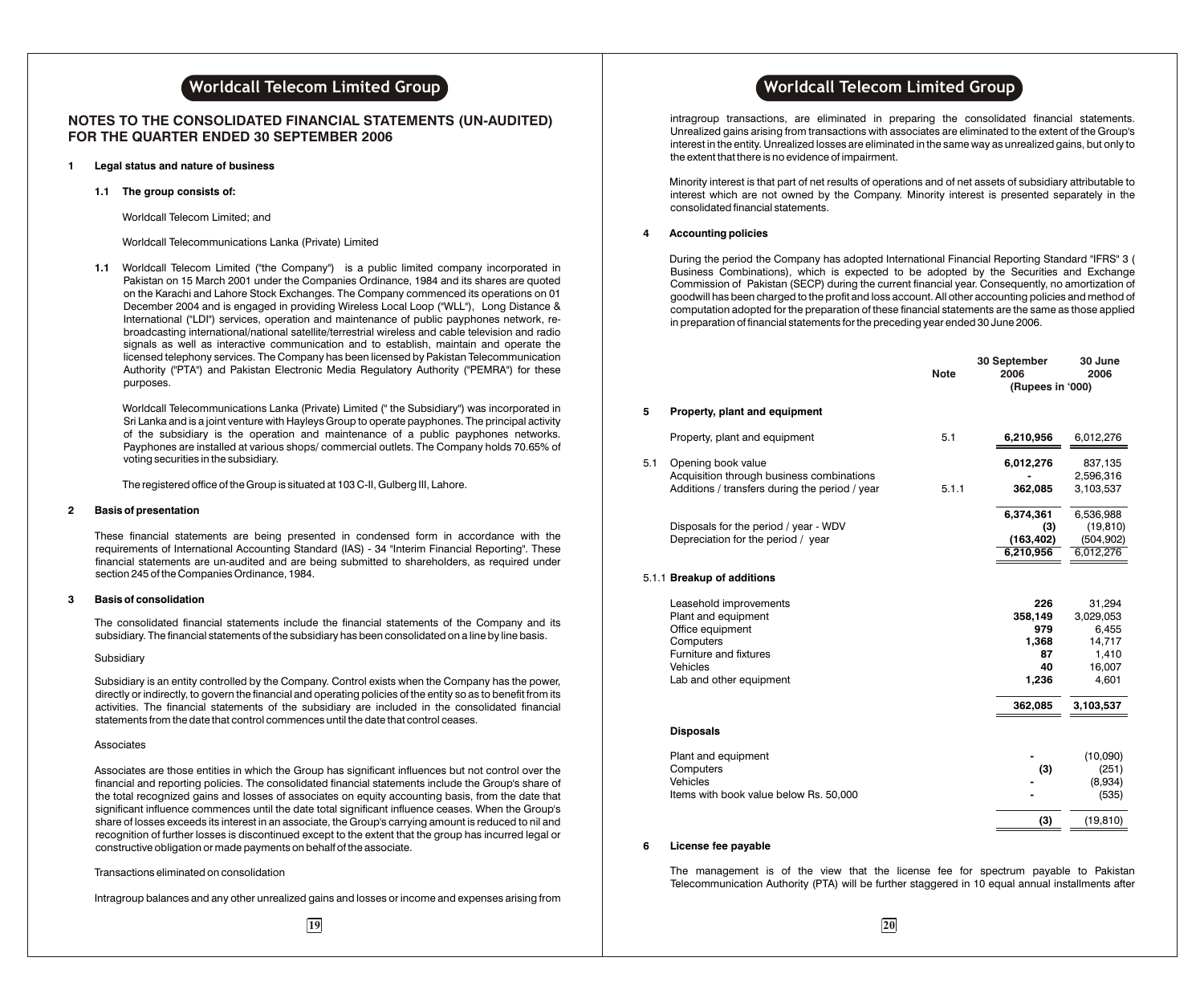# NOTES TO THE CONSOLIDATED FINANCIAL STATEMENTS (UN-AUDITED) FOR THE QUARTER ENDED 30 SEPTEMBER 2006

## 1 Legal status and nature of business

### 1.1 The group consists of:

Worldcall Telecom Limited; and

Worldcall Telecommunications Lanka (Private) Limited

**1.1** Worldcall Telecom Limited ("the Company") is a public limited company incorporated in Pakistan on 15 March 2001 under the Companies Ordinance, 1984 and its shares are quoted on the Karachi and Lahore Stock Exchanges. The Company commenced its operations on 01 December 2004 and is engaged in providing Wireless Local Loop ("WLL"), Long Distance & International ("LDI") services, operation and maintenance of public payphones network, re-broadcasting international/national satellite/terrestrial wireless and cable television and radio signals as well as interactive communication and to establish, maintain and operate the licensed telephony services. The Company has been licensed by Pakistan Telecommunication Authority ("PTA") and Pakistan Electronic Media Regulatory Authority ("PEMRA") for these purposes.

Worldcall Telecommunications Lanka (Private) Limited (" the Subsidiary") was incorporated in Sri Lanka and is a joint venture with Hayleys Group to operate payphones. The principal activity of the subsidiary is the operation and maintenance of a public payphones networks. Payphones are installed at various shops/ commercial outlets. The Company holds 70.65% of voting securities in the subsidiary.

The registered office of the Group is situated at 103 C-II, Gulberg III, Lahore.

## 2 Basis of presentation

These financial statements are being presented in condensed form in accordance with the requirements of International Accounting Standard (IAS) - 34 "Interim Financial Reporting". These financial statements are un-audited and are being submitted to shareholders, as required under section 245 of the Companies Ordinance, 1984.

## 3 Basis of consolidation

The consolidated financial statements include the financial statements of the Company and its subsidiary. The financial statements of the subsidiary has been consolidated on a line by line basis.

Subsidiary

Subsidiary is an entity controlled by the Company. Control exists when the Company has the power, directly or indirectly, to govern the financial and operating policies of the entity so as to benefit from its activities. The financial statements of the subsidiary are included in the consolidated financial statements from the date that control commences until the date that control ceases.

Associates

Associates are those entities in which the Group has significant influences but not control over the financial and reporting policies. The consolidated financial statements include the Group's share of the total recognized gains and losses of associates on equity accounting basis, from the date that significant influence commences until the date total significant influence ceases. When the Group's share of losses exceeds its interest in an associate, the Group's carrying amount is reduced to nil and recognition of further losses is discontinued except to the extent that the group has incurred legal or constructive obligation or made payments on behalf of the associate.

Transactions eliminated on consolidation

Intragroup balances and any other unrealized gains and losses or income and expenses arising from intragroup transactions, are eliminated in preparing the consolidated financial statements. Unrealized gains arising from transactions with associates are eliminated to the extent of the Group's interest in the entity. Unrealized losses are eliminated in the same way as unrealized gains, but only to the extent that there is no evidence of impairment.

Minority interest is that part of net results of operations and of net assets of subsidiary attributable to interest which are not owned by the Company. Minority interest is presented separately in the consolidated financial statements.

## 4 Accounting policies

During the period the Company has adopted International Financial Reporting Standard "IFRS" 3 ( Business Combinations), which is expected to be adopted by the Securities and Exchange Commission of Pakistan (SECP) during the current financial year. Consequently, no amortization of goodwill has been charged to the profit and loss account. All other accounting policies and method of computation adopted for the preparation of these financial statements are the same as those applied in preparation of financial statements for the preceding year ended 30 June 2006.

| | | Note | 30 September 2006 | 30 June 2006 |
|---|---|---|---|---|
| | | | (Rupees in '000) | |
| **5** | **Property, plant and equipment** | | | |
| | Property, plant and equipment | 5.1 | **6,210,956** | 6,012,276 |
| 5.1 | Opening book value | | **6,012,276** | 837,135 |
| | Acquisition through business combinations | | **-** | 2,596,316 |
| | Additions / transfers during the period / year | 5.1.1 | **362,085** | 3,103,537 |
| | | | **6,374,361** | 6,536,988 |
| | Disposals for the period / year - WDV | | **(3)** | (19,810) |
| | Depreciation for the period / year | | **(163,402)** | (504,902) |
| | | | **6,210,956** | 6,012,276 |
| 5.1.1 | **Breakup of additions** | | | |
| | Leasehold improvements | | **226** | 31,294 |
| | Plant and equipment | | **358,149** | 3,029,053 |
| | Office equipment | | **979** | 6,455 |
| | Computers | | **1,368** | 14,717 |
| | Furniture and fixtures | | **87** | 1,410 |
| | Vehicles | | **40** | 16,007 |
| | Lab and other equipment | | **1,236** | 4,601 |
| | | | **362,085** | **3,103,537** |
| | **Disposals** | | | |
| | Plant and equipment | | **-** | (10,090) |
| | Computers | | **(3)** | (251) |
| | Vehicles | | **-** | (8,934) |
| | Items with book value below Rs. 50,000 | | **-** | (535) |
| | | | **(3)** | (19,810) |

## 6 License fee payable

The management is of the view that the license fee for spectrum payable to Pakistan Telecommunication Authority (PTA) will be further staggered in 10 equal annual installments after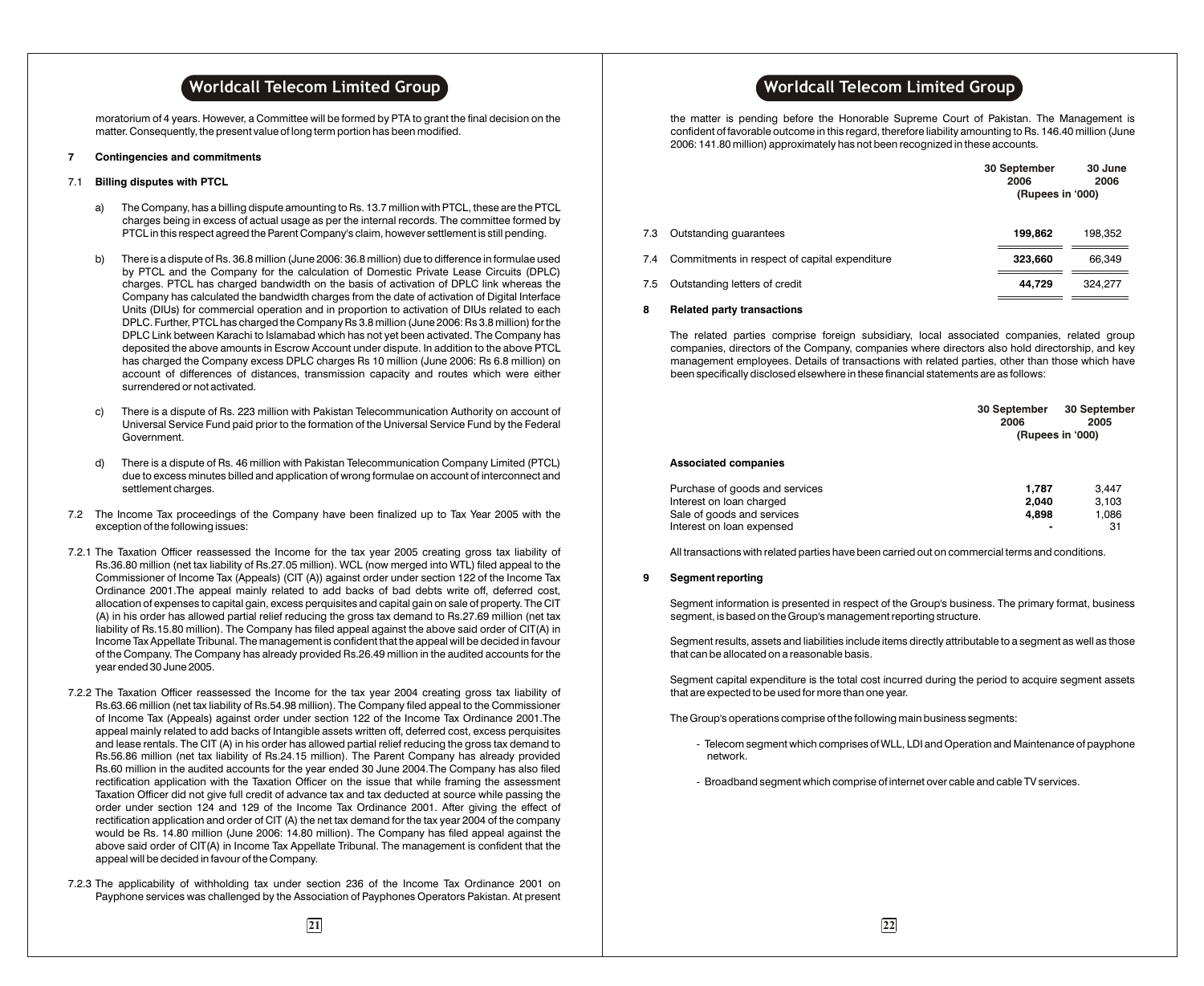moratorium of 4 years. However, a Committee will be formed by PTA to grant the final decision on the matter. Consequently, the present value of long term portion has been modified.

## 7 Contingencies and commitments

### 7.1 Billing disputes with PTCL

a) The Company, has a billing dispute amounting to Rs. 13.7 million with PTCL, these are the PTCL charges being in excess of actual usage as per the internal records. The committee formed by PTCL in this respect agreed the Parent Company's claim, however settlement is still pending.

b) There is a dispute of Rs. 36.8 million (June 2006: 36.8 million) due to difference in formulae used by PTCL and the Company for the calculation of Domestic Private Lease Circuits (DPLC) charges. PTCL has charged bandwidth on the basis of activation of DPLC link whereas the Company has calculated the bandwidth charges from the date of activation of Digital Interface Units (DIUs) for commercial operation and in proportion to activation of DIUs related to each DPLC. Further, PTCL has charged the Company Rs 3.8 million (June 2006: Rs 3.8 million) for the DPLC Link between Karachi to Islamabad which has not yet been activated. The Company has deposited the above amounts in Escrow Account under dispute. In addition to the above PTCL has charged the Company excess DPLC charges Rs 10 million (June 2006: Rs 6.8 million) on account of differences of distances, transmission capacity and routes which were either surrendered or not activated.

c) There is a dispute of Rs. 223 million with Pakistan Telecommunication Authority on account of Universal Service Fund paid prior to the formation of the Universal Service Fund by the Federal Government.

d) There is a dispute of Rs. 46 million with Pakistan Telecommunication Company Limited (PTCL) due to excess minutes billed and application of wrong formulae on account of interconnect and settlement charges.

7.2 The Income Tax proceedings of the Company have been finalized up to Tax Year 2005 with the exception of the following issues:

7.2.1 The Taxation Officer reassessed the Income for the tax year 2005 creating gross tax liability of Rs.36.80 million (net tax liability of Rs.27.05 million). WCL (now merged into WTL) filed appeal to the Commissioner of Income Tax (Appeals) (CIT (A)) against order under section 122 of the Income Tax Ordinance 2001.The appeal mainly related to add backs of bad debts write off, deferred cost, allocation of expenses to capital gain, excess perquisites and capital gain on sale of property. The CIT (A) in his order has allowed partial relief reducing the tax demand to Rs.27.69 million (net tax liability of Rs.15.80 million). The Company has filed appeal against the above said order of CIT(A) in Income Tax Appellate Tribunal. The management is confident that the appeal will be decided in favour of the Company. The Company has already provided Rs.26.49 million in the audited accounts for the year ended 30 June 2005.

7.2.2 The Taxation Officer reassessed the Income for the tax year 2004 creating gross tax liability of Rs.63.66 million (net tax liability of Rs.54.98 million). The Company filed appeal to the Commissioner of Income Tax (Appeals) against order under section 122 of the Income Tax Ordinance 2001.The appeal mainly related to add backs of Intangible assets written off, deferred cost, excess perquisites and lease rentals. The CIT (A) in his order has allowed partial relief reducing the gross tax demand to Rs.56.86 million (net tax liability of Rs.24.15 million). The Parent Company has already provided Rs.60 million in the audited accounts for the year ended 30 June 2004.The Company has also filed rectification application with the Taxation Officer on the issue that while framing the assessment Taxation Officer did not give full credit of advance tax and tax deducted at source while passing the order under section 124 and 129 of the Income Tax Ordinance 2001. After giving the effect of rectification application and order of CIT (A) the net tax demand for the tax year 2004 of the company would be Rs. 14.80 million (June 2006: 14.80 million). The Company has filed appeal against the above said order of CIT(A) in Income Tax Appellate Tribunal. The management is confident that the appeal will be decided in favour of the Company.

7.2.3 The applicability of withholding tax under section 236 of the Income Tax Ordinance 2001 on Payphone services was challenged by the Association of Payphones Operators Pakistan. At present the matter is pending before the Honorable Supreme Court of Pakistan. The Management is confident of favorable outcome in this regard, therefore liability amounting to Rs. 146.40 million (June 2006: 141.80 million) approximately has not been recognized in these accounts.

| | | 30 September 2006 | 30 June 2006 |
|---|---|---|---|
| | | (Rupees in '000) | |
| 7.3 | Outstanding guarantees | **199,862** | 198,352 |
| 7.4 | Commitments in respect of capital expenditure | **323,660** | 66,349 |
| 7.5 | Outstanding letters of credit | **44,729** | 324,277 |

## 8 Related party transactions

The related parties comprise foreign subsidiary, local associated companies, related group companies, directors of the Company, companies where directors also hold directorship, and key management employees. Details of transactions with related parties, other than those which have been specifically disclosed elsewhere in these financial statements are as follows:

| | 30 September 2006 | 30 September 2005 |
|---|---|---|
| | (Rupees in '000) | |
| **Associated companies** | | |
| Purchase of goods and services | **1,787** | 3,447 |
| Interest on loan charged | **2,040** | 3,103 |
| Sale of goods and services | **4,898** | 1,086 |
| Interest on loan expensed | **-** | 31 |

All transactions with related parties have been carried out on commercial terms and conditions.

## 9 Segment reporting

Segment information is presented in respect of the Group's business. The primary format, business segment, is based on the Group's management reporting structure.

Segment results, assets and liabilities include items directly attributable to a segment as well as those that can be allocated on a reasonable basis.

Segment capital expenditure is the total cost incurred during the period to acquire segment assets that are expected to be used for more than one year.

The Group's operations comprise of the following main business segments:

- Telecom segment which comprises of WLL, LDI and Operation and Maintenance of payphone network.
- Broadband segment which comprise of internet over cable and cable TV services.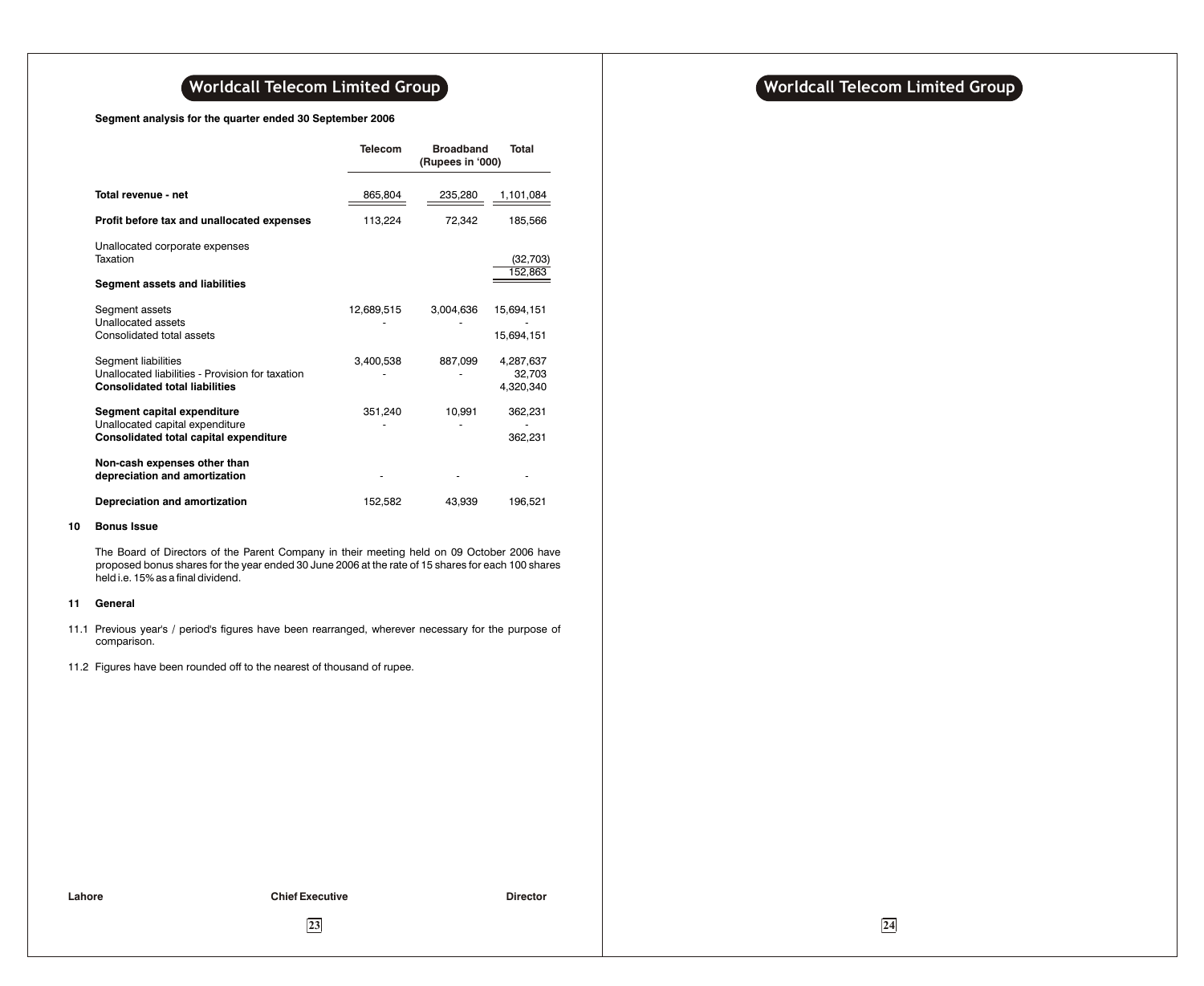**Segment analysis for the quarter ended 30 September 2006**

| | Telecom | Broadband (Rupees in '000) | Total |
|---|---|---|---|
| **Total revenue - net** | 865,804 | 235,280 | 1,101,084 |
| **Profit before tax and unallocated expenses** | 113,224 | 72,342 | 185,566 |
| Unallocated corporate expenses | | | |
| Taxation | | | (32,703) |
| | | | 152,863 |
| **Segment assets and liabilities** | | | |
| Segment assets | 12,689,515 | 3,004,636 | 15,694,151 |
| Unallocated assets | - | - | - |
| Consolidated total assets | | | 15,694,151 |
| Segment liabilities | 3,400,538 | 887,099 | 4,287,637 |
| Unallocated liabilities - Provision for taxation | - | - | 32,703 |
| **Consolidated total liabilities** | | | 4,320,340 |
| **Segment capital expenditure** | 351,240 | 10,991 | 362,231 |
| Unallocated capital expenditure | - | - | - |
| **Consolidated total capital expenditure** | | | 362,231 |
| **Non-cash expenses other than depreciation and amortization** | - | - | - |
| **Depreciation and amortization** | 152,582 | 43,939 | 196,521 |

**10 Bonus Issue**

The Board of Directors of the Parent Company in their meeting held on 09 October 2006 have proposed bonus shares for the year ended 30 June 2006 at the rate of 15 shares for each 100 shares held i.e. 15% as a final dividend.

**11 General**

11.1 Previous year's / period's figures have been rearranged, wherever necessary for the purpose of comparison.

11.2 Figures have been rounded off to the nearest of thousand of rupee.

**Lahore** **Chief Executive** **Director**